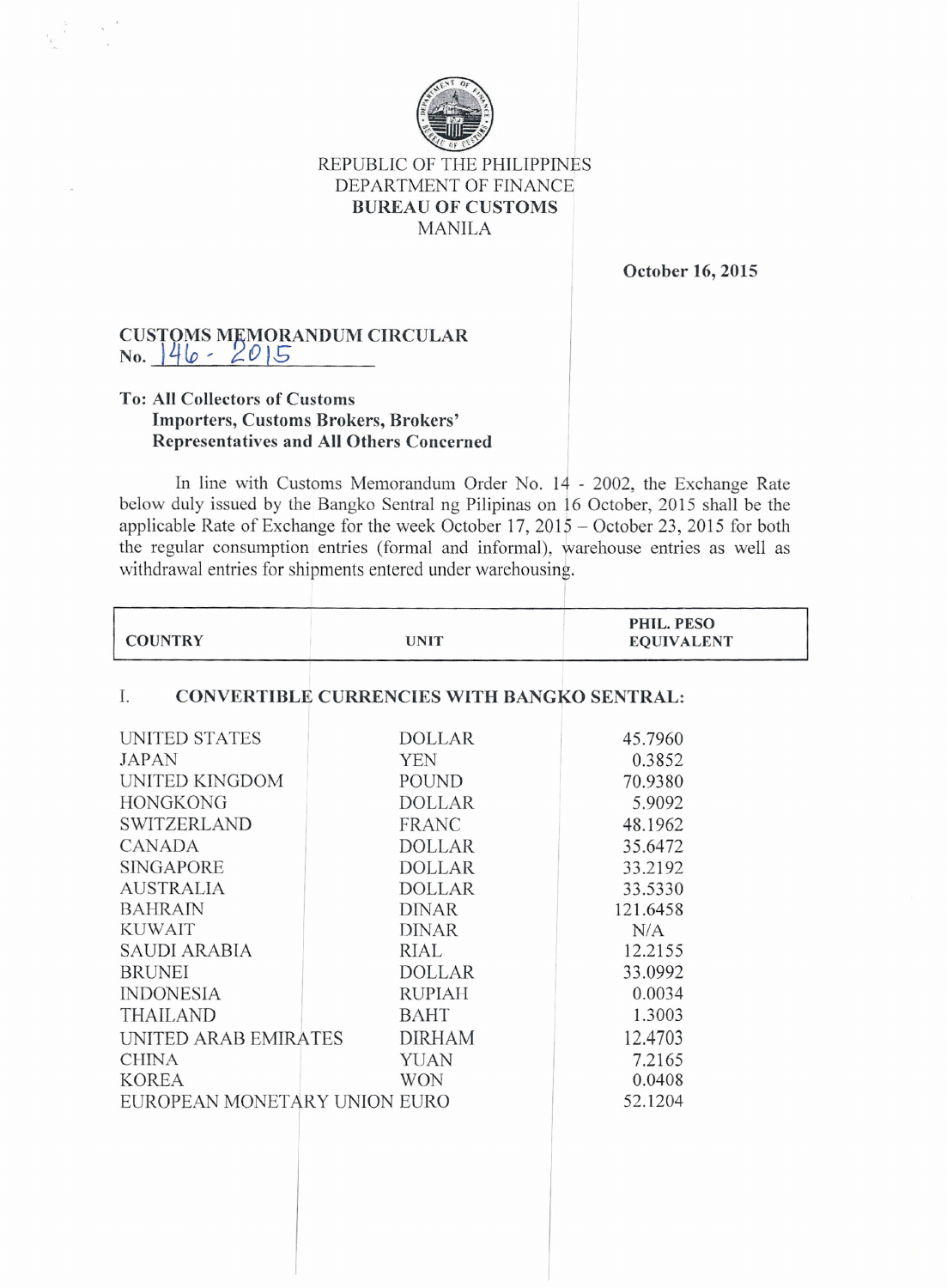REPUBLIC OF THE PHILIPPINES
DEPARTMENT OF FINANCE
**BUREAU OF CUSTOMS**
MANILA

**October 16, 2015**

**CUSTOMS MEMORANDUM CIRCULAR**
**No. 146 - 2015**

**To: All Collectors of Customs**
**Importers, Customs Brokers, Brokers' Representatives and All Others Concerned**

In line with Customs Memorandum Order No. 14 - 2002, the Exchange Rate below duly issued by the Bangko Sentral ng Pilipinas on 16 October, 2015 shall be the applicable Rate of Exchange for the week October 17, 2015 – October 23, 2015 for both the regular consumption entries (formal and informal), warehouse entries as well as withdrawal entries for shipments entered under warehousing.

| COUNTRY | UNIT | PHIL. PESO EQUIVALENT |
|---|---|---|
| **I. CONVERTIBLE CURRENCIES WITH BANGKO SENTRAL:** | | |
| UNITED STATES | DOLLAR | 45.7960 |
| JAPAN | YEN | 0.3852 |
| UNITED KINGDOM | POUND | 70.9380 |
| HONGKONG | DOLLAR | 5.9092 |
| SWITZERLAND | FRANC | 48.1962 |
| CANADA | DOLLAR | 35.6472 |
| SINGAPORE | DOLLAR | 33.2192 |
| AUSTRALIA | DOLLAR | 33.5330 |
| BAHRAIN | DINAR | 121.6458 |
| KUWAIT | DINAR | N/A |
| SAUDI ARABIA | RIAL | 12.2155 |
| BRUNEI | DOLLAR | 33.0992 |
| INDONESIA | RUPIAH | 0.0034 |
| THAILAND | BAHT | 1.3003 |
| UNITED ARAB EMIRATES | DIRHAM | 12.4703 |
| CHINA | YUAN | 7.2165 |
| KOREA | WON | 0.0408 |
| EUROPEAN MONETARY UNION | EURO | 52.1204 |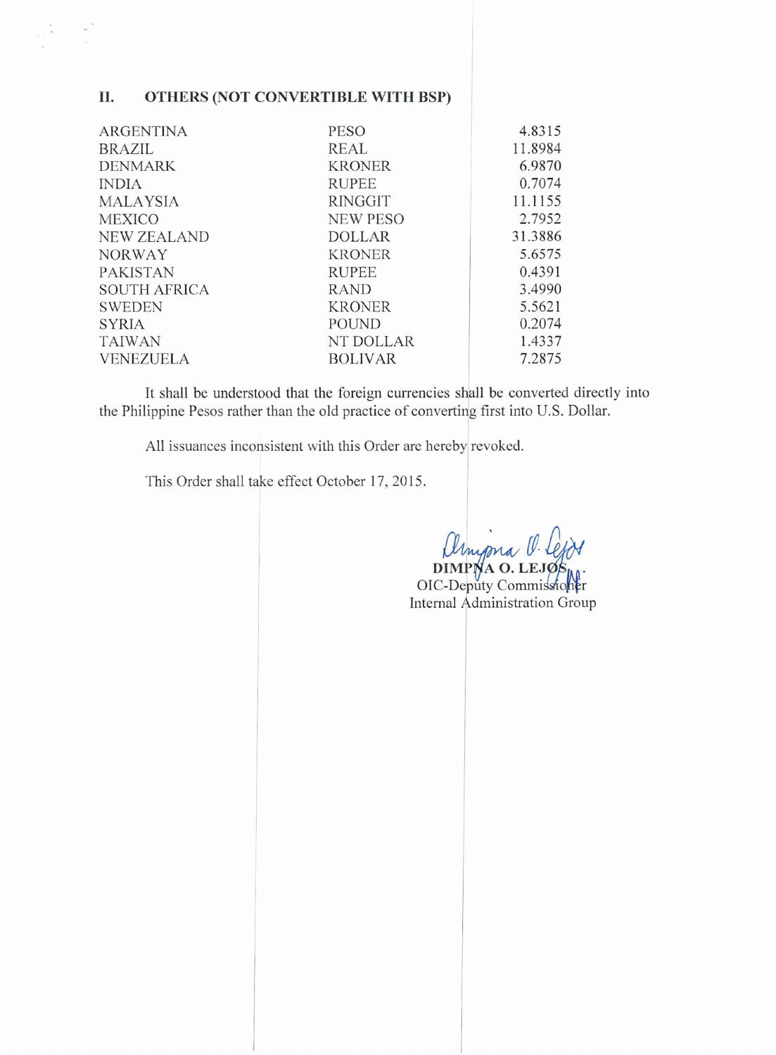## II. OTHERS (NOT CONVERTIBLE WITH BSP)

| | | |
|---|---|---|
| ARGENTINA | PESO | 4.8315 |
| BRAZIL | REAL | 11.8984 |
| DENMARK | KRONER | 6.9870 |
| INDIA | RUPEE | 0.7074 |
| MALAYSIA | RINGGIT | 11.1155 |
| MEXICO | NEW PESO | 2.7952 |
| NEW ZEALAND | DOLLAR | 31.3886 |
| NORWAY | KRONER | 5.6575 |
| PAKISTAN | RUPEE | 0.4391 |
| SOUTH AFRICA | RAND | 3.4990 |
| SWEDEN | KRONER | 5.5621 |
| SYRIA | POUND | 0.2074 |
| TAIWAN | NT DOLLAR | 1.4337 |
| VENEZUELA | BOLIVAR | 7.2875 |

It shall be understood that the foreign currencies shall be converted directly into the Philippine Pesos rather than the old practice of converting first into U.S. Dollar.

All issuances inconsistent with this Order are hereby revoked.

This Order shall take effect October 17, 2015.

**DIMPNA O. LEJOS**
OIC-Deputy Commissioner
Internal Administration Group